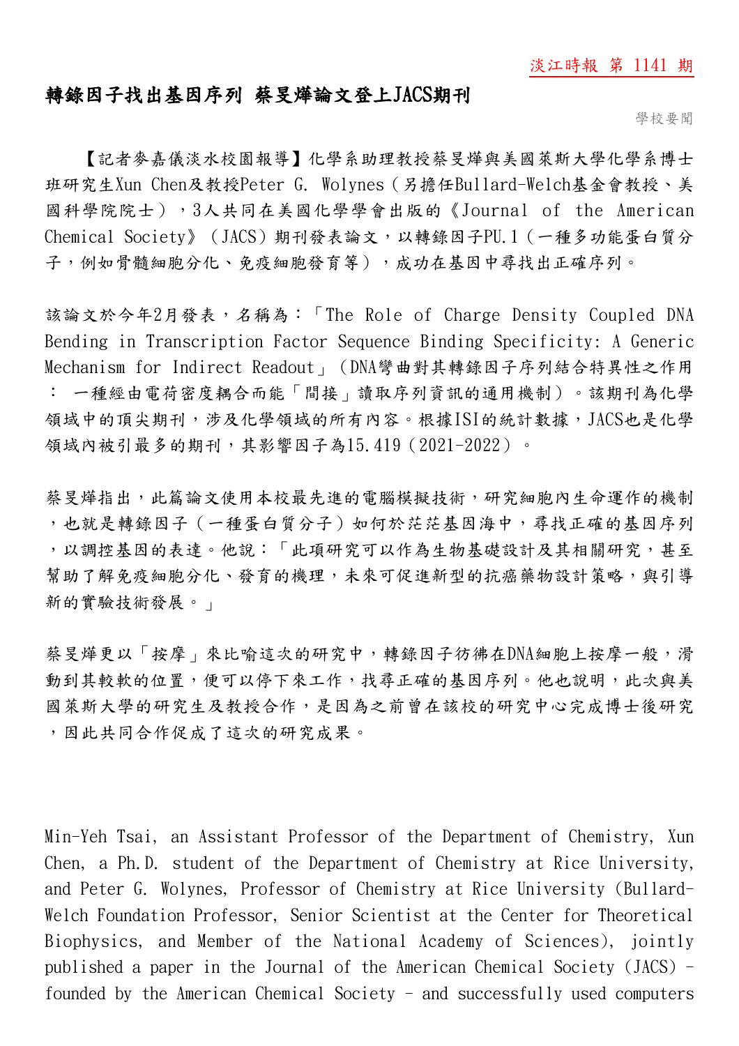# 轉錄因子找出基因序列 蔡旻燁論文登上JACS期刊

學校要聞

【記者麥嘉儀淡水校園報導】化學系助理教授蔡旻燁與美國萊斯大學化學系博士班研究生Xun Chen及教授Peter G. Wolynes（另擔任Bullard-Welch基金會教授、美國科學院院士），3人共同在美國化學學會出版的《Journal of the American Chemical Society》（JACS）期刊發表論文，以轉錄因子PU.1（一種多功能蛋白質分子，例如骨髓細胞分化、免疫細胞發育等），成功在基因中尋找出正確序列。

該論文於今年2月發表，名稱為：「The Role of Charge Density Coupled DNA Bending in Transcription Factor Sequence Binding Specificity: A Generic Mechanism for Indirect Readout」（DNA彎曲對其轉錄因子序列結合特異性之作用：一種經由電荷密度耦合而能「間接」讀取序列資訊的通用機制）。該期刊為化學領域中的頂尖期刊，涉及化學領域的所有內容。根據ISI的統計數據，JACS也是化學領域內被引最多的期刊，其影響因子為15.419（2021-2022）。

蔡旻燁指出，此篇論文使用本校最先進的電腦模擬技術，研究細胞內生命運作的機制，也就是轉錄因子（一種蛋白質分子）如何於茫茫基因海中，尋找正確的基因序列，以調控基因的表達。他說：「此項研究可以作為生物基礎設計及其相關研究，甚至幫助了解免疫細胞分化、發育的機理，未來可促進新型的抗癌藥物設計策略，與引導新的實驗技術發展。」

蔡旻燁更以「按摩」來比喻這次的研究中，轉錄因子彷彿在DNA細胞上按摩一般，滑動到其較軟的位置，便可以停下來工作，找尋正確的基因序列。他也說明，此次與美國萊斯大學的研究生及教授合作，是因為之前曾在該校的研究中心完成博士後研究，因此共同合作促成了這次的研究成果。

Min-Yeh Tsai, an Assistant Professor of the Department of Chemistry, Xun Chen, a Ph.D. student of the Department of Chemistry at Rice University, and Peter G. Wolynes, Professor of Chemistry at Rice University (Bullard-Welch Foundation Professor, Senior Scientist at the Center for Theoretical Biophysics, and Member of the National Academy of Sciences), jointly published a paper in the Journal of the American Chemical Society (JACS) - founded by the American Chemical Society - and successfully used computers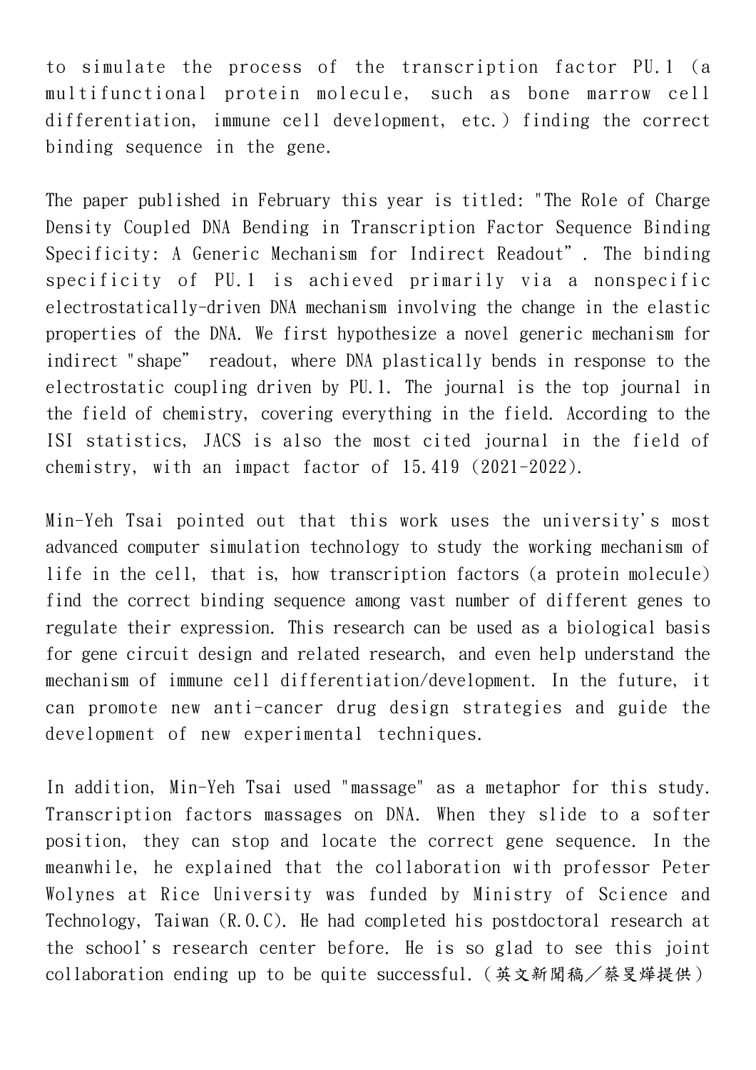to simulate the process of the transcription factor PU.1 (a multifunctional protein molecule, such as bone marrow cell differentiation, immune cell development, etc.) finding the correct binding sequence in the gene.

The paper published in February this year is titled: "The Role of Charge Density Coupled DNA Bending in Transcription Factor Sequence Binding Specificity: A Generic Mechanism for Indirect Readout”. The binding specificity of PU.1 is achieved primarily via a nonspecific electrostatically-driven DNA mechanism involving the change in the elastic properties of the DNA. We first hypothesize a novel generic mechanism for indirect "shape” readout, where DNA plastically bends in response to the electrostatic coupling driven by PU.1. The journal is the top journal in the field of chemistry, covering everything in the field. According to the ISI statistics, JACS is also the most cited journal in the field of chemistry, with an impact factor of 15.419 (2021-2022).

Min-Yeh Tsai pointed out that this work uses the university's most advanced computer simulation technology to study the working mechanism of life in the cell, that is, how transcription factors (a protein molecule) find the correct binding sequence among vast number of different genes to regulate their expression. This research can be used as a biological basis for gene circuit design and related research, and even help understand the mechanism of immune cell differentiation/development. In the future, it can promote new anti-cancer drug design strategies and guide the development of new experimental techniques.

In addition, Min-Yeh Tsai used "massage" as a metaphor for this study. Transcription factors massages on DNA. When they slide to a softer position, they can stop and locate the correct gene sequence. In the meanwhile, he explained that the collaboration with professor Peter Wolynes at Rice University was funded by Ministry of Science and Technology, Taiwan (R.O.C). He had completed his postdoctoral research at the school's research center before. He is so glad to see this joint collaboration ending up to be quite successful.（英文新聞稿／蔡旻燁提供）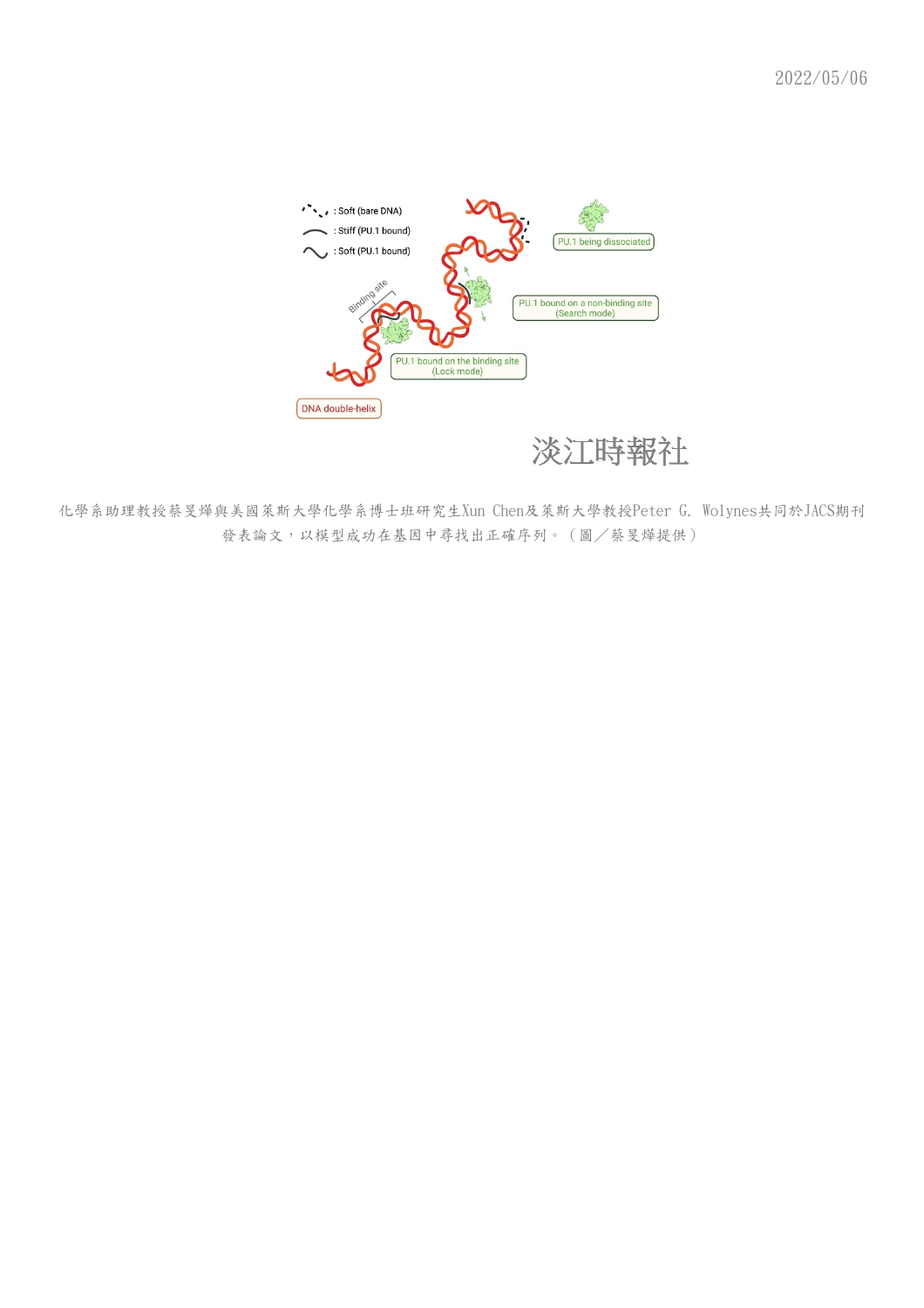: Soft (bare DNA)

: Stiff (PU.1 bound)

: Soft (PU.1 bound)

Binding site

PU.1 being dissociated

PU.1 bound on a non-binding site (Search mode)

PU.1 bound on the binding site (Lock mode)

DNA double-helix

淡江時報社

化學系助理教授蔡旻燁與美國萊斯大學化學系博士班研究生Xun Chen及萊斯大學教授Peter G. Wolynes共同於JACS期刊發表論文，以模型成功在基因中尋找出正確序列。（圖／蔡旻燁提供）